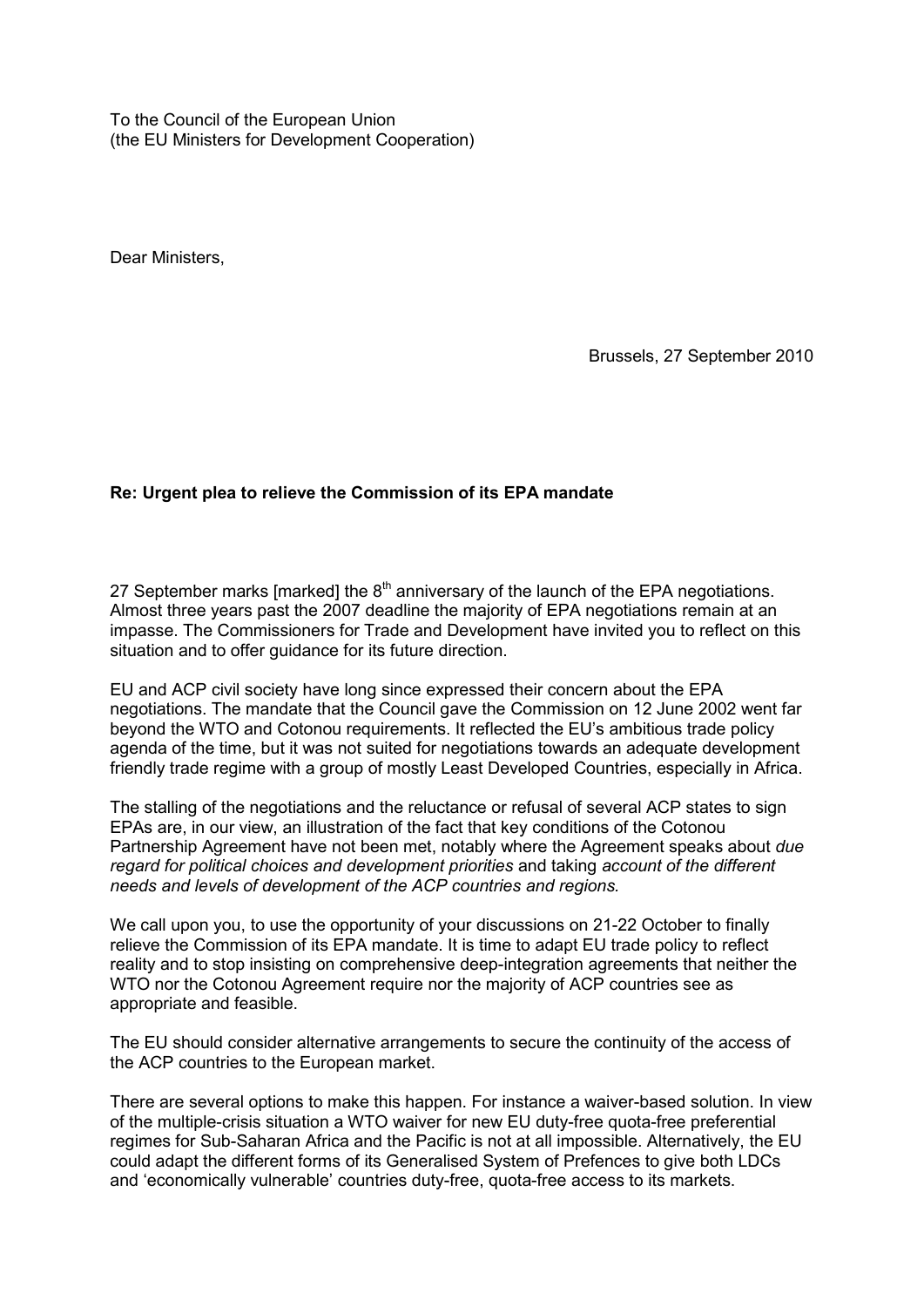To the Council of the European Union
(the EU Ministers for Development Cooperation)

Dear Ministers,

Brussels, 27 September 2010

**Re: Urgent plea to relieve the Commission of its EPA mandate**

27 September marks [marked] the 8th anniversary of the launch of the EPA negotiations. Almost three years past the 2007 deadline the majority of EPA negotiations remain at an impasse. The Commissioners for Trade and Development have invited you to reflect on this situation and to offer guidance for its future direction.

EU and ACP civil society have long since expressed their concern about the EPA negotiations. The mandate that the Council gave the Commission on 12 June 2002 went far beyond the WTO and Cotonou requirements. It reflected the EU's ambitious trade policy agenda of the time, but it was not suited for negotiations towards an adequate development friendly trade regime with a group of mostly Least Developed Countries, especially in Africa.

The stalling of the negotiations and the reluctance or refusal of several ACP states to sign EPAs are, in our view, an illustration of the fact that key conditions of the Cotonou Partnership Agreement have not been met, notably where the Agreement speaks about *due regard for political choices and development priorities* and taking *account of the different needs and levels of development of the ACP countries and regions.*

We call upon you, to use the opportunity of your discussions on 21-22 October to finally relieve the Commission of its EPA mandate. It is time to adapt EU trade policy to reflect reality and to stop insisting on comprehensive deep-integration agreements that neither the WTO nor the Cotonou Agreement require nor the majority of ACP countries see as appropriate and feasible.

The EU should consider alternative arrangements to secure the continuity of the access of the ACP countries to the European market.

There are several options to make this happen. For instance a waiver-based solution. In view of the multiple-crisis situation a WTO waiver for new EU duty-free quota-free preferential regimes for Sub-Saharan Africa and the Pacific is not at all impossible. Alternatively, the EU could adapt the different forms of its Generalised System of Prefences to give both LDCs and 'economically vulnerable' countries duty-free, quota-free access to its markets.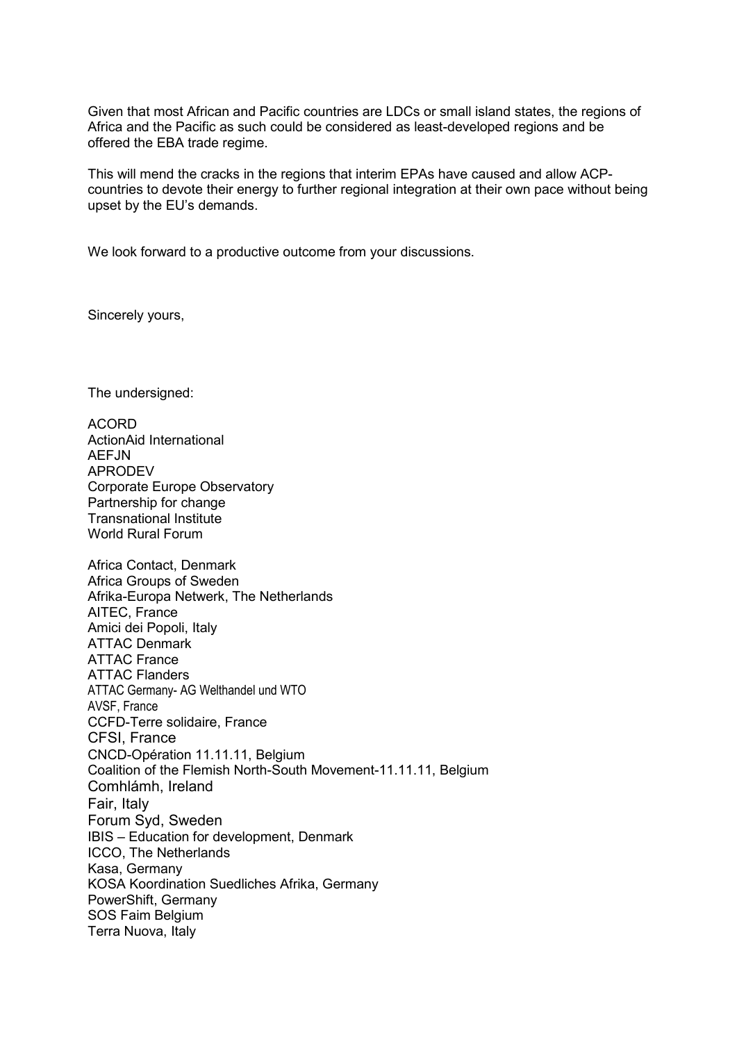Given that most African and Pacific countries are LDCs or small island states, the regions of Africa and the Pacific as such could be considered as least-developed regions and be offered the EBA trade regime.

This will mend the cracks in the regions that interim EPAs have caused and allow ACP-countries to devote their energy to further regional integration at their own pace without being upset by the EU's demands.

We look forward to a productive outcome from your discussions.

Sincerely yours,

The undersigned:

ACORD
ActionAid International
AEFJN
APRODEV
Corporate Europe Observatory
Partnership for change
Transnational Institute
World Rural Forum

Africa Contact, Denmark
Africa Groups of Sweden
Afrika-Europa Netwerk, The Netherlands
AITEC, France
Amici dei Popoli, Italy
ATTAC Denmark
ATTAC France
ATTAC Flanders
ATTAC Germany- AG Welthandel und WTO
AVSF, France
CCFD-Terre solidaire, France
CFSI, France
CNCD-Opération 11.11.11, Belgium
Coalition of the Flemish North-South Movement-11.11.11, Belgium
Comhlámh, Ireland
Fair, Italy
Forum Syd, Sweden
IBIS – Education for development, Denmark
ICCO, The Netherlands
Kasa, Germany
KOSA Koordination Suedliches Afrika, Germany
PowerShift, Germany
SOS Faim Belgium
Terra Nuova, Italy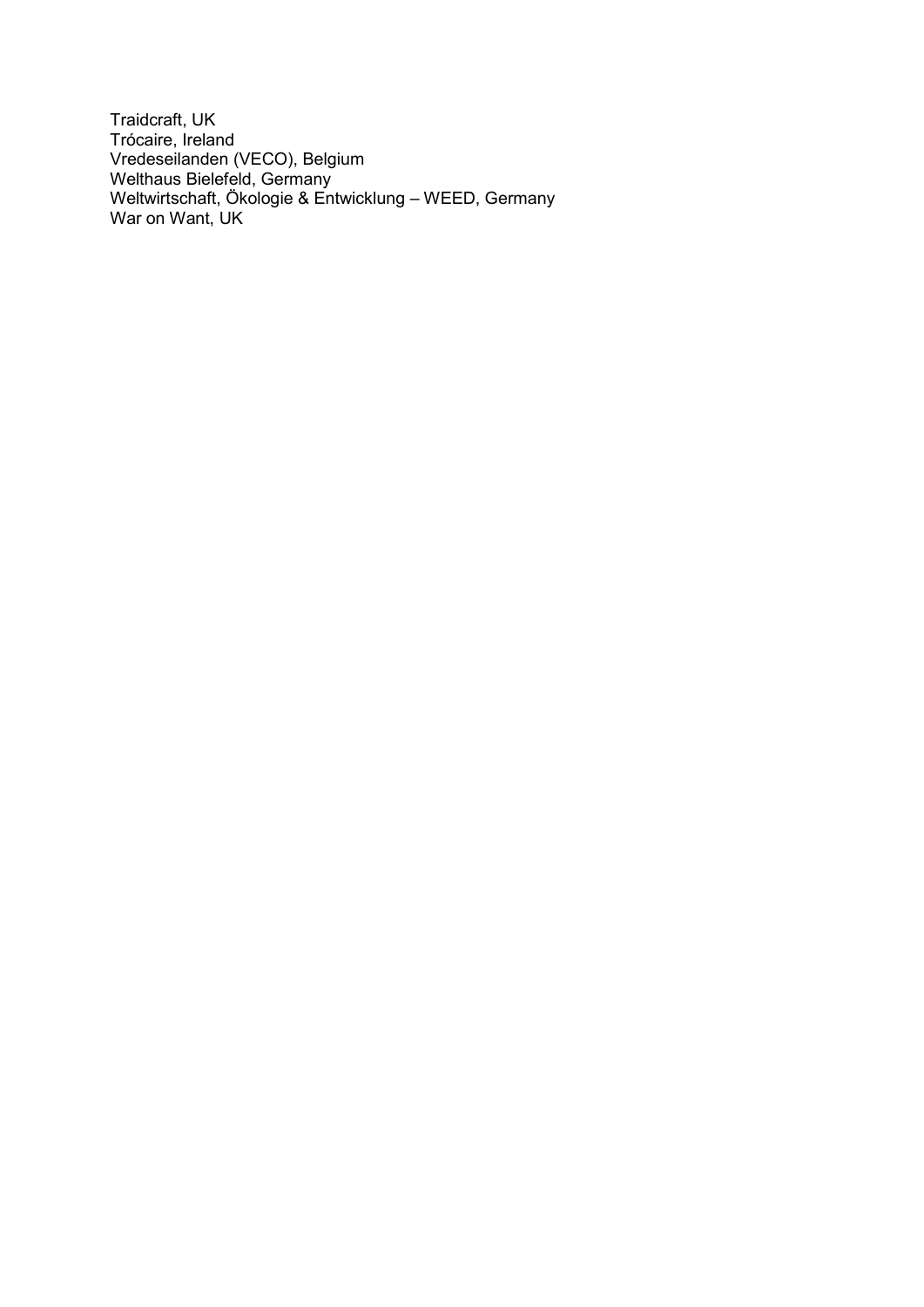Traidcraft, UK
Trócaire, Ireland
Vredeseilanden (VECO), Belgium
Welthaus Bielefeld, Germany
Weltwirtschaft, Ökologie & Entwicklung – WEED, Germany
War on Want, UK